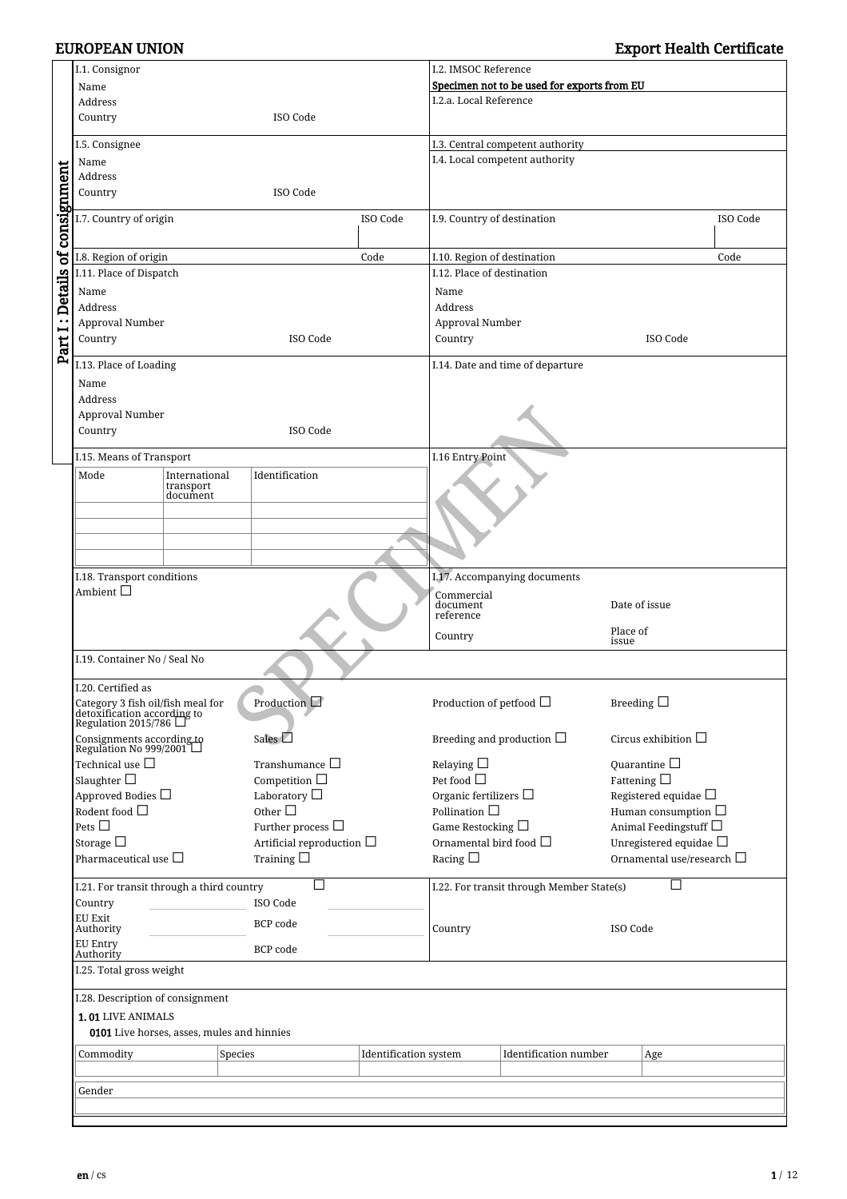# EUROPEAN UNION

# Export Health Certificate

**Part I : Details of consignment**

| | |
|---|---|
| I.1. Consignor<br>Name<br>Address<br>Country ISO Code | I.2. IMSOC Reference<br>Specimen not to be used for exports from EU<br>I.2.a. Local Reference |
| I.5. Consignee<br>Name<br>Address<br>Country ISO Code | I.3. Central competent authority<br>I.4. Local competent authority |
| I.7. Country of origin ISO Code | I.9. Country of destination ISO Code |
| I.8. Region of origin Code | I.10. Region of destination Code |
| I.11. Place of Dispatch<br>Name<br>Address<br>Approval Number<br>Country ISO Code | I.12. Place of destination<br>Name<br>Address<br>Approval Number<br>Country ISO Code |
| I.13. Place of Loading<br>Name<br>Address<br>Approval Number<br>Country ISO Code | I.14. Date and time of departure |
| I.15. Means of Transport | I.16 Entry Point |

| Mode | International transport document | Identification |
|---|---|---|
| | | |
| | | |
| | | |
| | | |

| | |
|---|---|
| I.18. Transport conditions<br>Ambient ☐ | I.17. Accompanying documents<br>Commercial document reference — Date of issue<br>Country — Place of issue |

I.19. Container No / Seal No

I.20. Certified as

| | | | |
|---|---|---|---|
| Category 3 fish oil/fish meal for detoxification according to Regulation 2015/786 ☐ | Production ☐ | Production of petfood ☐ | Breeding ☐ |
| Consignments according to Regulation No 999/2001 ☐ | Sales ☐ | Breeding and production ☐ | Circus exhibition ☐ |
| Technical use ☐ | Transhumance ☐ | Relaying ☐ | Quarantine ☐ |
| Slaughter ☐ | Competition ☐ | Pet food ☐ | Fattening ☐ |
| Approved Bodies ☐ | Laboratory ☐ | Organic fertilizers ☐ | Registered equidae ☐ |
| Rodent food ☐ | Other ☐ | Pollination ☐ | Human consumption ☐ |
| Pets ☐ | Further process ☐ | Game Restocking ☐ | Animal Feedingstuff ☐ |
| Storage ☐ | Artificial reproduction ☐ | Ornamental bird food ☐ | Unregistered equidae ☐ |
| Pharmaceutical use ☐ | Training ☐ | Racing ☐ | Ornamental use/research ☐ |

| | |
|---|---|
| I.21. For transit through a third country ☐<br>Country — ISO Code<br>EU Exit Authority — BCP code<br>EU Entry Authority — BCP code | I.22. For transit through Member State(s) ☐<br>Country — ISO Code |

I.25. Total gross weight

I.28. Description of consignment

**1. 01** LIVE ANIMALS

**0101** Live horses, asses, mules and hinnies

| Commodity | Species | Identification system | Identification number | Age |
|---|---|---|---|---|
| | | | | |

| Gender |
|---|
| |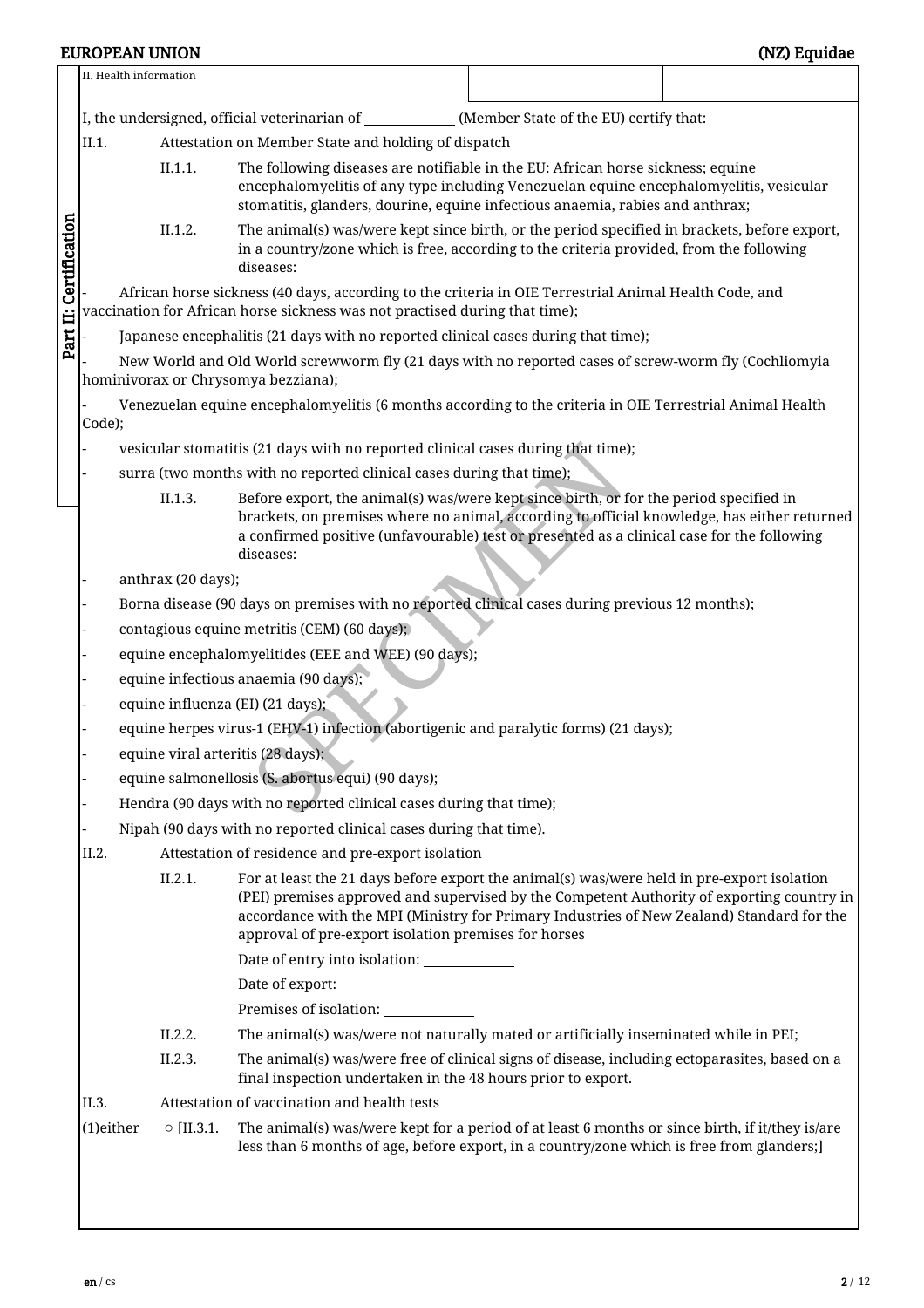II. Health information

I, the undersigned, official veterinarian of ______________ (Member State of the EU) certify that:

II.1. Attestation on Member State and holding of dispatch

II.1.1. The following diseases are notifiable in the EU: African horse sickness; equine encephalomyelitis of any type including Venezuelan equine encephalomyelitis, vesicular stomatitis, glanders, dourine, equine infectious anaemia, rabies and anthrax;

II.1.2. The animal(s) was/were kept since birth, or the period specified in brackets, before export, in a country/zone which is free, according to the criteria provided, from the following diseases:

- African horse sickness (40 days, according to the criteria in OIE Terrestrial Animal Health Code, and vaccination for African horse sickness was not practised during that time);
- Japanese encephalitis (21 days with no reported clinical cases during that time);
- New World and Old World screwworm fly (21 days with no reported cases of screw-worm fly (Cochliomyia hominivorax or Chrysomya bezziana);
- Venezuelan equine encephalomyelitis (6 months according to the criteria in OIE Terrestrial Animal Health Code);
- vesicular stomatitis (21 days with no reported clinical cases during that time);
- surra (two months with no reported clinical cases during that time);

II.1.3. Before export, the animal(s) was/were kept since birth, or for the period specified in brackets, on premises where no animal, according to official knowledge, has either returned a confirmed positive (unfavourable) test or presented as a clinical case for the following diseases:

- anthrax (20 days);
- Borna disease (90 days on premises with no reported clinical cases during previous 12 months);
- contagious equine metritis (CEM) (60 days);
- equine encephalomyelitides (EEE and WEE) (90 days);
- equine infectious anaemia (90 days);
- equine influenza (EI) (21 days);
- equine herpes virus-1 (EHV-1) infection (abortigenic and paralytic forms) (21 days);
- equine viral arteritis (28 days);
- equine salmonellosis (S. abortus equi) (90 days);
- Hendra (90 days with no reported clinical cases during that time);
- Nipah (90 days with no reported clinical cases during that time).

II.2. Attestation of residence and pre-export isolation

II.2.1. For at least the 21 days before export the animal(s) was/were held in pre-export isolation (PEI) premises approved and supervised by the Competent Authority of exporting country in accordance with the MPI (Ministry for Primary Industries of New Zealand) Standard for the approval of pre-export isolation premises for horses

Date of entry into isolation: ______________

Date of export: ______________

Premises of isolation: ______________

II.2.2. The animal(s) was/were not naturally mated or artificially inseminated while in PEI;

II.2.3. The animal(s) was/were free of clinical signs of disease, including ectoparasites, based on a final inspection undertaken in the 48 hours prior to export.

II.3. Attestation of vaccination and health tests

(1)either ○ [II.3.1. The animal(s) was/were kept for a period of at least 6 months or since birth, if it/they is/are less than 6 months of age, before export, in a country/zone which is free from glanders;]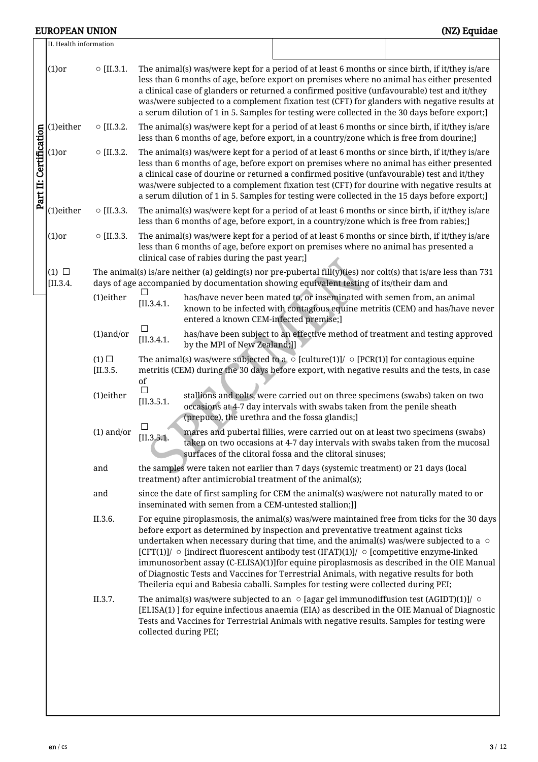II. Health information

(1)or ○ [II.3.1. The animal(s) was/were kept for a period of at least 6 months or since birth, if it/they is/are less than 6 months of age, before export on premises where no animal has either presented a clinical case of glanders or returned a confirmed positive (unfavourable) test and it/they was/were subjected to a complement fixation test (CFT) for glanders with negative results at a serum dilution of 1 in 5. Samples for testing were collected in the 30 days before export;]

(1)either ○ [II.3.2. The animal(s) was/were kept for a period of at least 6 months or since birth, if it/they is/are less than 6 months of age, before export, in a country/zone which is free from dourine;]

(1)or ○ [II.3.2. The animal(s) was/were kept for a period of at least 6 months or since birth, if it/they is/are less than 6 months of age, before export on premises where no animal has either presented a clinical case of dourine or returned a confirmed positive (unfavourable) test and it/they was/were subjected to a complement fixation test (CFT) for dourine with negative results at a serum dilution of 1 in 5. Samples for testing were collected in the 15 days before export;]

(1)either ○ [II.3.3. The animal(s) was/were kept for a period of at least 6 months or since birth, if it/they is/are less than 6 months of age, before export, in a country/zone which is free from rabies;]

(1)or ○ [II.3.3. The animal(s) was/were kept for a period of at least 6 months or since birth, if it/they is/are less than 6 months of age, before export on premises where no animal has presented a clinical case of rabies during the past year;]

(1) ☐ [II.3.4. The animal(s) is/are neither (a) gelding(s) nor pre-pubertal fill(y)(ies) nor colt(s) that is/are less than 731 days of age accompanied by documentation showing equivalent testing of its/their dam and

(1)either ☐ [II.3.4.1. has/have never been mated to, or inseminated with semen from, an animal known to be infected with contagious equine metritis (CEM) and has/have never entered a known CEM-infected premise;]

(1)and/or ☐ [II.3.4.1. has/have been subject to an effective method of treatment and testing approved by the MPI of New Zealand;]]

(1) ☐ [II.3.5. The animal(s) was/were subjected to a ○ [culture(1)]/ ○ [PCR(1)] for contagious equine metritis (CEM) during the 30 days before export, with negative results and the tests, in case of

(1)either ☐ [II.3.5.1. stallions and colts, were carried out on three specimens (swabs) taken on two occasions at 4-7 day intervals with swabs taken from the penile sheath (prepuce), the urethra and the fossa glandis;]

(1) and/or ☐ [II.3.5.1. mares and pubertal fillies, were carried out on at least two specimens (swabs) taken on two occasions at 4-7 day intervals with swabs taken from the mucosal surfaces of the clitoral fossa and the clitoral sinuses;

and the samples were taken not earlier than 7 days (systemic treatment) or 21 days (local treatment) after antimicrobial treatment of the animal(s);

and since the date of first sampling for CEM the animal(s) was/were not naturally mated to or inseminated with semen from a CEM-untested stallion;]]

II.3.6. For equine piroplasmosis, the animal(s) was/were maintained free from ticks for the 30 days before export as determined by inspection and preventative treatment against ticks undertaken when necessary during that time, and the animal(s) was/were subjected to a ○ [CFT(1)]/ ○ [indirect fluorescent antibody test (IFAT)(1)]/ ○ [competitive enzyme-linked immunosorbent assay (C-ELISA)(1)]for equine piroplasmosis as described in the OIE Manual of Diagnostic Tests and Vaccines for Terrestrial Animals, with negative results for both Theileria equi and Babesia caballi. Samples for testing were collected during PEI;

II.3.7. The animal(s) was/were subjected to an ○ [agar gel immunodiffusion test (AGIDT)(1)]/ ○ [ELISA(1) ] for equine infectious anaemia (EIA) as described in the OIE Manual of Diagnostic Tests and Vaccines for Terrestrial Animals with negative results. Samples for testing were collected during PEI;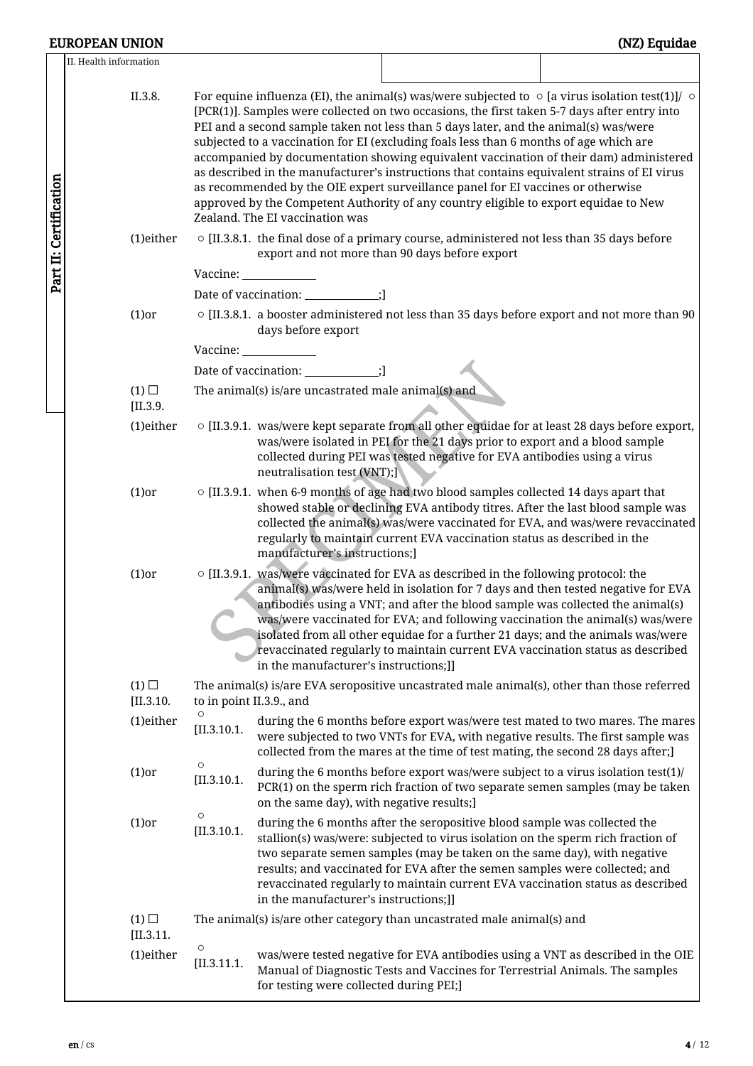II. Health information

Part II: Certification

II.3.8. For equine influenza (EI), the animal(s) was/were subjected to ○ [a virus isolation test(1)]/ ○ [PCR(1)]. Samples were collected on two occasions, the first taken 5-7 days after entry into PEI and a second sample taken not less than 5 days later, and the animal(s) was/were subjected to a vaccination for EI (excluding foals less than 6 months of age which are accompanied by documentation showing equivalent vaccination of their dam) administered as described in the manufacturer's instructions that contains equivalent strains of EI virus as recommended by the OIE expert surveillance panel for EI vaccines or otherwise approved by the Competent Authority of any country eligible to export equidae to New Zealand. The EI vaccination was

(1)either ○ [II.3.8.1. the final dose of a primary course, administered not less than 35 days before export and not more than 90 days before export

Vaccine: ____________

Date of vaccination: ____________;]

(1)or ○ [II.3.8.1. a booster administered not less than 35 days before export and not more than 90 days before export

Vaccine: ____________

Date of vaccination: ____________;]

(1) ☐ [II.3.9. The animal(s) is/are uncastrated male animal(s) and

(1)either ○ [II.3.9.1. was/were kept separate from all other equidae for at least 28 days before export, was/were isolated in PEI for the 21 days prior to export and a blood sample collected during PEI was tested negative for EVA antibodies using a virus neutralisation test (VNT);]

(1)or ○ [II.3.9.1. when 6-9 months of age had two blood samples collected 14 days apart that showed stable or declining EVA antibody titres. After the last blood sample was collected the animal(s) was/were vaccinated for EVA, and was/were revaccinated regularly to maintain current EVA vaccination status as described in the manufacturer's instructions;]

(1)or ○ [II.3.9.1. was/were vaccinated for EVA as described in the following protocol: the animal(s) was/were held in isolation for 7 days and then tested negative for EVA antibodies using a VNT; and after the blood sample was collected the animal(s) was/were vaccinated for EVA; and following vaccination the animal(s) was/were isolated from all other equidae for a further 21 days; and the animals was/were revaccinated regularly to maintain current EVA vaccination status as described in the manufacturer's instructions;]]

(1) ☐ [II.3.10. The animal(s) is/are EVA seropositive uncastrated male animal(s), other than those referred to in point II.3.9., and

(1)either ○ [II.3.10.1. during the 6 months before export was/were test mated to two mares. The mares were subjected to two VNTs for EVA, with negative results. The first sample was collected from the mares at the time of test mating, the second 28 days after;]

(1)or ○ [II.3.10.1. during the 6 months before export was/were subject to a virus isolation test(1)/ PCR(1) on the sperm rich fraction of two separate semen samples (may be taken on the same day), with negative results;]

(1)or ○ [II.3.10.1. during the 6 months after the seropositive blood sample was collected the stallion(s) was/were: subjected to virus isolation on the sperm rich fraction of two separate semen samples (may be taken on the same day), with negative results; and vaccinated for EVA after the semen samples were collected; and revaccinated regularly to maintain current EVA vaccination status as described in the manufacturer's instructions;]]

(1) ☐ [II.3.11. The animal(s) is/are other category than uncastrated male animal(s) and

(1)either ○ [II.3.11.1. was/were tested negative for EVA antibodies using a VNT as described in the OIE Manual of Diagnostic Tests and Vaccines for Terrestrial Animals. The samples for testing were collected during PEI;]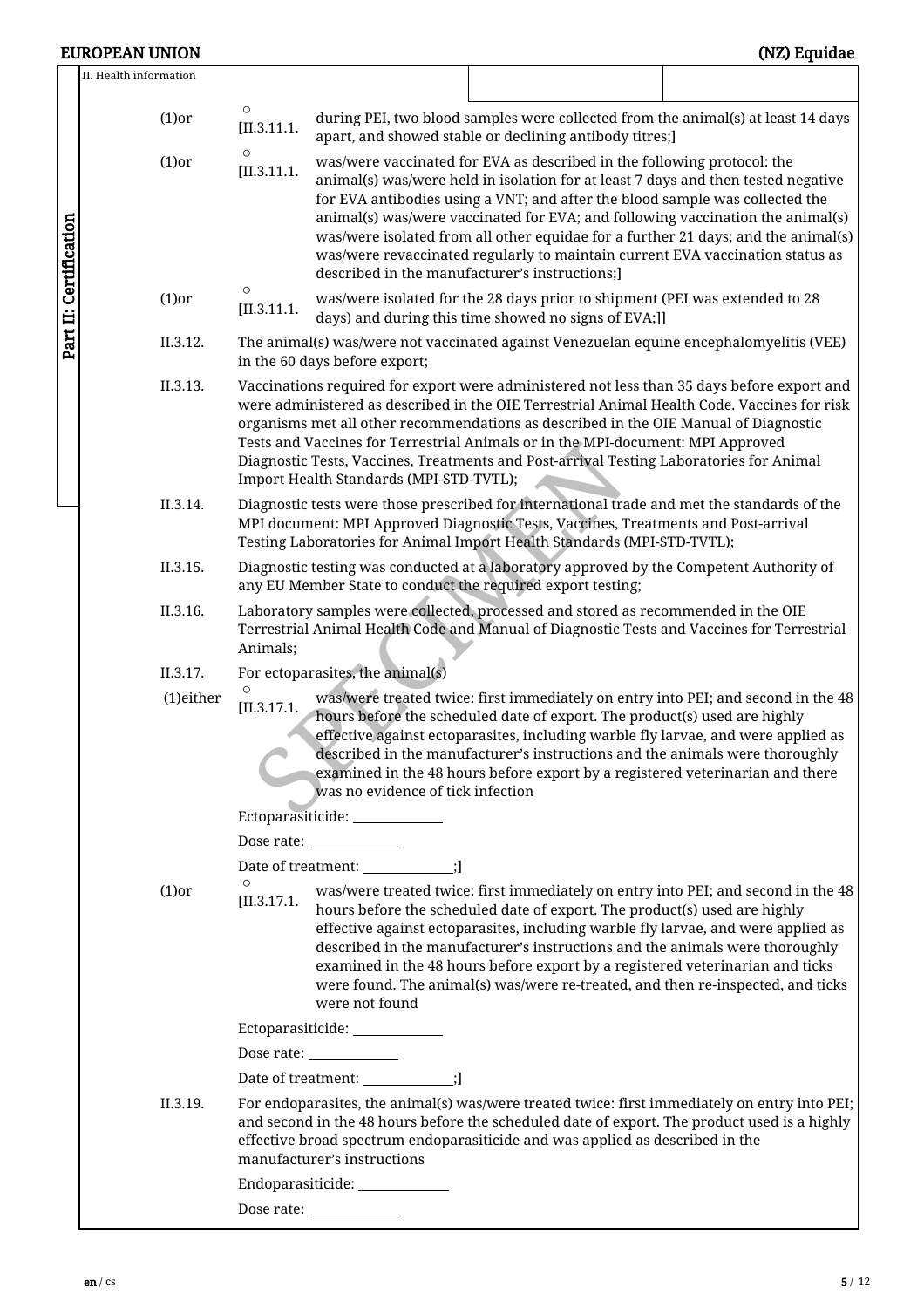II. Health information

(1)or ○ [II.3.11.1. during PEI, two blood samples were collected from the animal(s) at least 14 days apart, and showed stable or declining antibody titres;]

(1)or ○ [II.3.11.1. was/were vaccinated for EVA as described in the following protocol: the animal(s) was/were held in isolation for at least 7 days and then tested negative for EVA antibodies using a VNT; and after the blood sample was collected the animal(s) was/were vaccinated for EVA; and following vaccination the animal(s) was/were isolated from all other equidae for a further 21 days; and the animal(s) was/were revaccinated regularly to maintain current EVA vaccination status as described in the manufacturer's instructions;]

(1)or ○ [II.3.11.1. was/were isolated for the 28 days prior to shipment (PEI was extended to 28 days) and during this time showed no signs of EVA;]]

II.3.12. The animal(s) was/were not vaccinated against Venezuelan equine encephalomyelitis (VEE) in the 60 days before export;

II.3.13. Vaccinations required for export were administered not less than 35 days before export and were administered as described in the OIE Terrestrial Animal Health Code. Vaccines for risk organisms met all other recommendations as described in the OIE Manual of Diagnostic Tests and Vaccines for Terrestrial Animals or in the MPI-document: MPI Approved Diagnostic Tests, Vaccines, Treatments and Post-arrival Testing Laboratories for Animal Import Health Standards (MPI-STD-TVTL);

II.3.14. Diagnostic tests were those prescribed for international trade and met the standards of the MPI document: MPI Approved Diagnostic Tests, Vaccines, Treatments and Post-arrival Testing Laboratories for Animal Import Health Standards (MPI-STD-TVTL);

II.3.15. Diagnostic testing was conducted at a laboratory approved by the Competent Authority of any EU Member State to conduct the required export testing;

II.3.16. Laboratory samples were collected, processed and stored as recommended in the OIE Terrestrial Animal Health Code and Manual of Diagnostic Tests and Vaccines for Terrestrial Animals;

II.3.17. For ectoparasites, the animal(s)

(1)either ○ [II.3.17.1. was/were treated twice: first immediately on entry into PEI; and second in the 48 hours before the scheduled date of export. The product(s) used are highly effective against ectoparasites, including warble fly larvae, and were applied as described in the manufacturer's instructions and the animals were thoroughly examined in the 48 hours before export by a registered veterinarian and there was no evidence of tick infection

Ectoparasiticide: ______________

Dose rate: ______________

Date of treatment: ______________;]

(1)or ○ [II.3.17.1. was/were treated twice: first immediately on entry into PEI; and second in the 48 hours before the scheduled date of export. The product(s) used are highly effective against ectoparasites, including warble fly larvae, and were applied as described in the manufacturer's instructions and the animals were thoroughly examined in the 48 hours before export by a registered veterinarian and ticks were found. The animal(s) was/were re-treated, and then re-inspected, and ticks were not found

Ectoparasiticide: ______________

Dose rate: ______________

Date of treatment: ______________;]

II.3.19. For endoparasites, the animal(s) was/were treated twice: first immediately on entry into PEI; and second in the 48 hours before the scheduled date of export. The product used is a highly effective broad spectrum endoparasiticide and was applied as described in the manufacturer's instructions

Endoparasiticide: ______________

Dose rate: ______________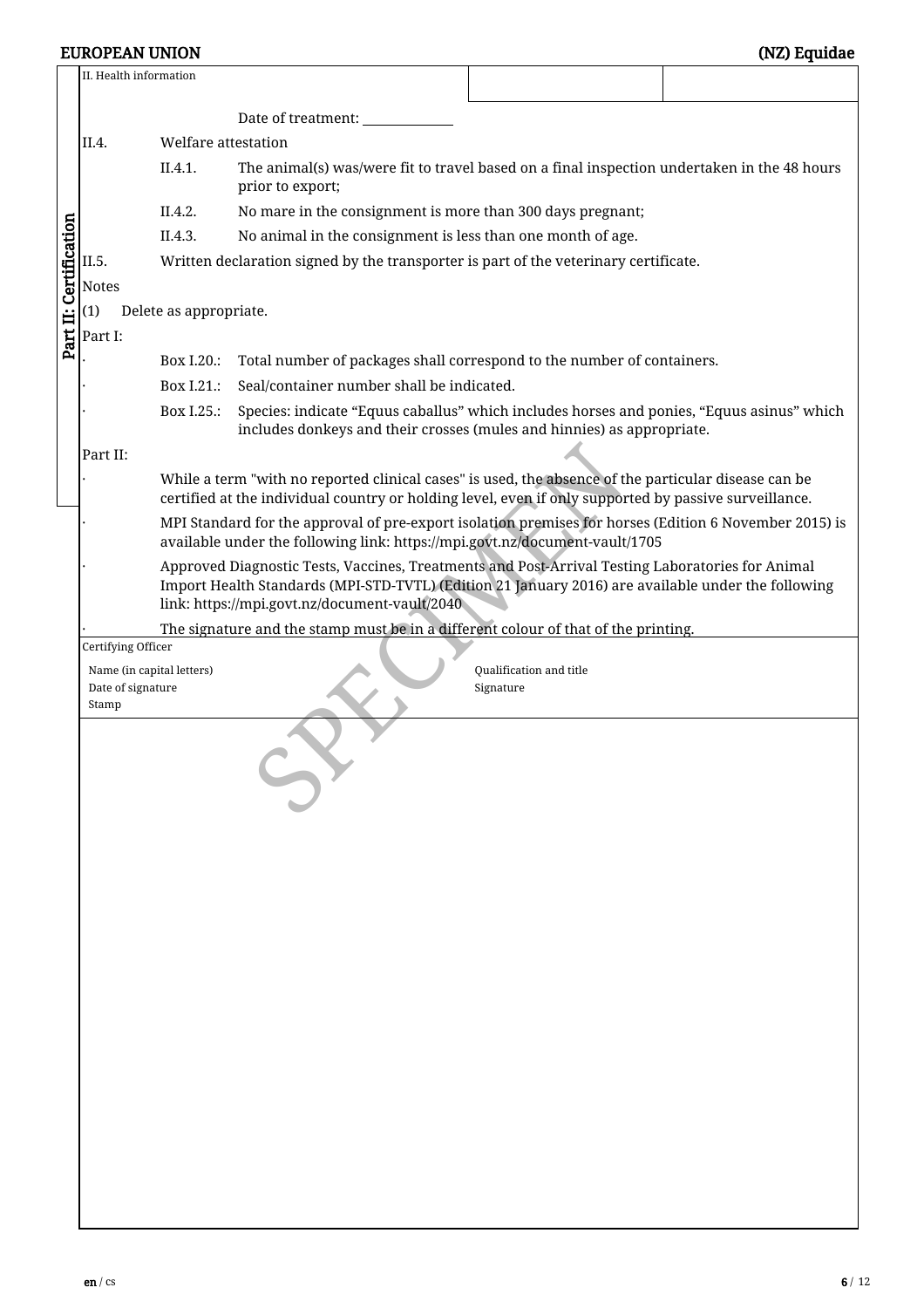II. Health information

Date of treatment: ____________

II.4. Welfare attestation

II.4.1. The animal(s) was/were fit to travel based on a final inspection undertaken in the 48 hours prior to export;

II.4.2. No mare in the consignment is more than 300 days pregnant;

II.4.3. No animal in the consignment is less than one month of age.

II.5. Written declaration signed by the transporter is part of the veterinary certificate.

Notes

(1) Delete as appropriate.

Part I:

- Box I.20.: Total number of packages shall correspond to the number of containers.
- Box I.21.: Seal/container number shall be indicated.
- Box I.25.: Species: indicate "Equus caballus" which includes horses and ponies, "Equus asinus" which includes donkeys and their crosses (mules and hinnies) as appropriate.

Part II:

- While a term "with no reported clinical cases" is used, the absence of the particular disease can be certified at the individual country or holding level, even if only supported by passive surveillance.
- MPI Standard for the approval of pre-export isolation premises for horses (Edition 6 November 2015) is available under the following link: https://mpi.govt.nz/document-vault/1705
- Approved Diagnostic Tests, Vaccines, Treatments and Post-Arrival Testing Laboratories for Animal Import Health Standards (MPI-STD-TVTL) (Edition 21 January 2016) are available under the following link: https://mpi.govt.nz/document-vault/2040
- The signature and the stamp must be in a different colour of that of the printing.

Certifying Officer

| | |
|---|---|
| Name (in capital letters) | Qualification and title |
| Date of signature | Signature |
| Stamp | |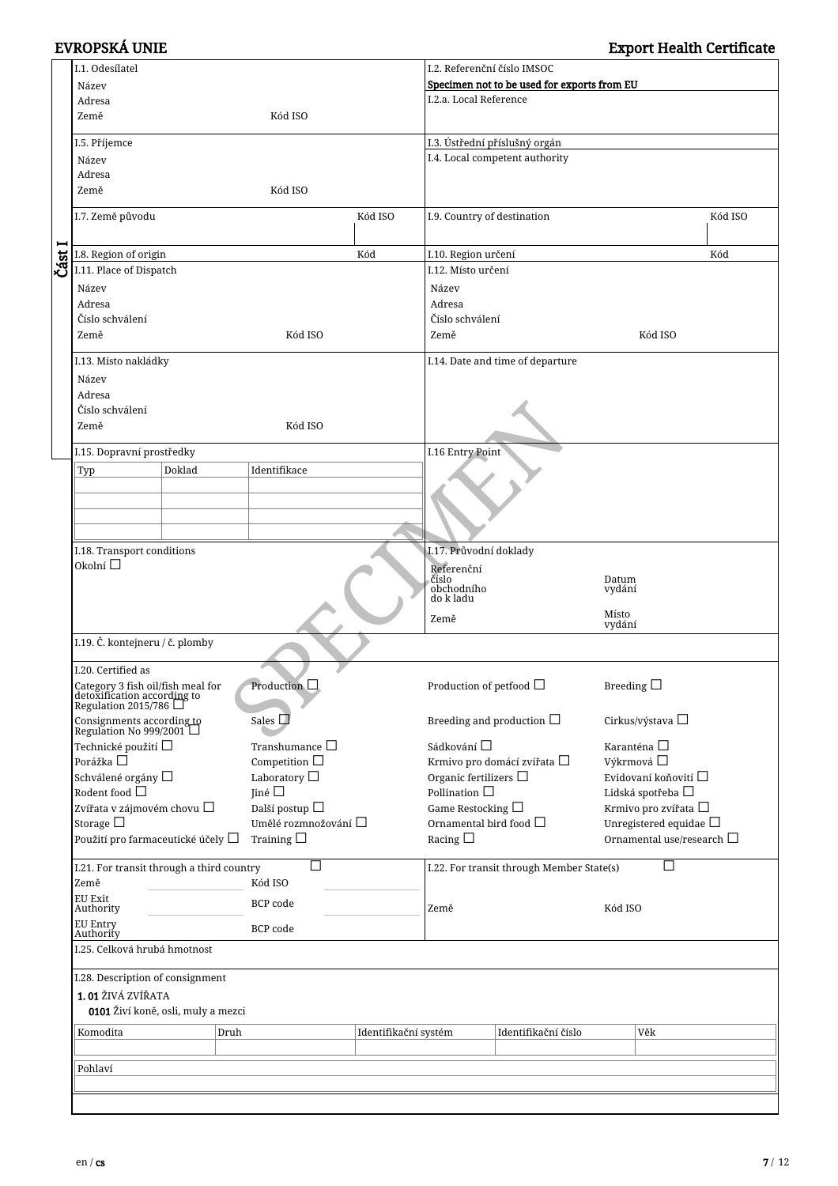EVROPSKÁ UNIE | Export Health Certificate

**Část I**

| I.1. Odesílatel | I.2. Referenční číslo IMSOC |
|---|---|
| Název | Specimen not to be used for exports from EU |
| Adresa | I.2.a. Local Reference |
| Země Kód ISO | |
| I.5. Příjemce | I.3. Ústřední příslušný orgán |
| Název | I.4. Local competent authority |
| Adresa | |
| Země Kód ISO | |
| I.7. Země původu Kód ISO | I.9. Country of destination Kód ISO |
| I.8. Region of origin Kód | I.10. Region určení Kód |
| I.11. Place of Dispatch | I.12. Místo určení |
| Název | Název |
| Adresa | Adresa |
| Číslo schválení | Číslo schválení |
| Země Kód ISO | Země Kód ISO |
| I.13. Místo nakládky | I.14. Date and time of departure |
| Název | |
| Adresa | |
| Číslo schválení | |
| Země Kód ISO | |
| I.15. Dopravní prostředky | I.16 Entry Point |
| I.18. Transport conditions | I.17. Průvodní doklady |
| Okolní ☐ | Referenční číslo obchodního do k ladu / Datum vydání / Země / Místo vydání |
| I.19. Č. kontejneru / č. plomby | |

I.15. Dopravní prostředky

| Typ | Doklad | Identifikace |
|---|---|---|
| | | |
| | | |
| | | |
| | | |

I.20. Certified as

| | | | |
|---|---|---|---|
| Category 3 fish oil/fish meal for detoxification according to Regulation 2015/786 ☐ | Production ☐ | Production of petfood ☐ | Breeding ☐ |
| Consignments according to Regulation No 999/2001 ☐ | Sales ☐ | Breeding and production ☐ | Cirkus/výstava ☐ |
| Technické použití ☐ | Transhumance ☐ | Sádkování ☐ | Karanténa ☐ |
| Porážka ☐ | Competition ☐ | Krmivo pro domácí zvířata ☐ | Výkrmová ☐ |
| Schválené orgány ☐ | Laboratory ☐ | Organic fertilizers ☐ | Evidovaní koňovití ☐ |
| Rodent food ☐ | Jiné ☐ | Pollination ☐ | Lidská spotřeba ☐ |
| Zvířata v zájmovém chovu ☐ | Další postup ☐ | Game Restocking ☐ | Krmivo pro zvířata ☐ |
| Storage ☐ | Umělé rozmnožování ☐ | Ornamental bird food ☐ | Unregistered equidae ☐ |
| Použití pro farmaceutické účely ☐ | Training ☐ | Racing ☐ | Ornamental use/research ☐ |

| I.21. For transit through a third country ☐ | | I.22. For transit through Member State(s) ☐ |
|---|---|---|
| Země | Kód ISO | |
| EU Exit Authority | BCP code | Země Kód ISO |
| EU Entry Authority | BCP code | |

I.25. Celková hrubá hmotnost

I.28. Description of consignment

**1. 01** ŽIVÁ ZVÍŘATA

**0101** Živí koně, osli, muly a mezci

| Komodita | Druh | Identifikační systém | Identifikační číslo | Věk |
|---|---|---|---|---|
| | | | | |

| Pohlaví |
|---|
| |

en / **cs**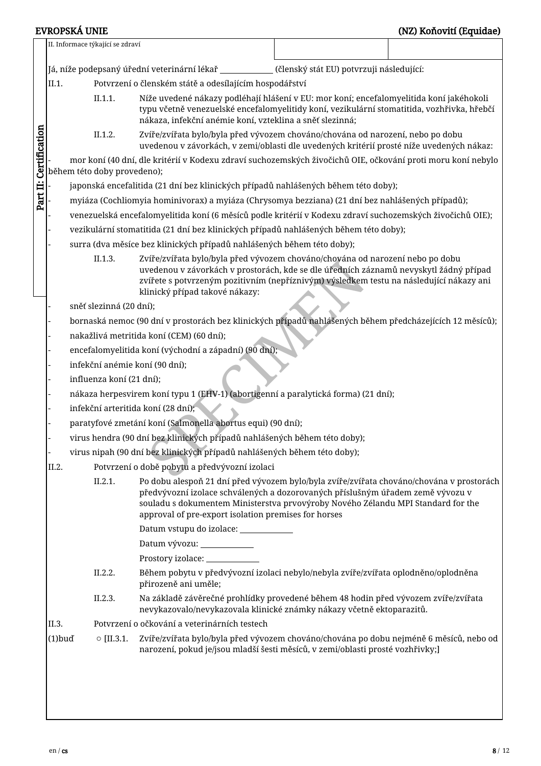EVROPSKÁ UNIE

(NZ) Koňovití (Equidae)

Part II: Certification

II. Informace týkající se zdraví

Já, níže podepsaný úřední veterinární lékař ______________ (členský stát EU) potvrzuji následující:

II.1. Potvrzení o členském státě a odesílajícím hospodářství

II.1.1. Níže uvedené nákazy podléhají hlášení v EU: mor koní; encefalomyelitida koní jakéhokoli typu včetně venezuelské encefalomyelitidy koní, vezikulární stomatitida, vozhřivka, hřebčí nákaza, infekční anémie koní, vzteklina a sněť slezinná;

II.1.2. Zvíře/zvířata bylo/byla před vývozem chováno/chována od narození, nebo po dobu uvedenou v závorkách, v zemi/oblasti dle uvedených kritérií prosté níže uvedených nákaz:

- mor koní (40 dní, dle kritérií v Kodexu zdraví suchozemských živočichů OIE, očkování proti moru koní nebylo během této doby provedeno);
- japonská encefalitida (21 dní bez klinických případů nahlášených během této doby);
- myiáza (Cochliomyia hominivorax) a myiáza (Chrysomya bezziana) (21 dní bez nahlášených případů);
- venezuelská encefalomyelitida koní (6 měsíců podle kritérií v Kodexu zdraví suchozemských živočichů OIE);
- vezikulární stomatitida (21 dní bez klinických případů nahlášených během této doby);
- surra (dva měsíce bez klinických případů nahlášených během této doby);

II.1.3. Zvíře/zvířata bylo/byla před vývozem chováno/chována od narození nebo po dobu uvedenou v závorkách v prostorách, kde se dle úředních záznamů nevyskytl žádný případ zvířete s potvrzeným pozitivním (nepříznivým) výsledkem testu na následující nákazy ani klinický případ takové nákazy:

- sněť slezinná (20 dní);
- bornaská nemoc (90 dní v prostorách bez klinických případů nahlášených během předcházejících 12 měsíců);
- nakažlivá metritida koní (CEM) (60 dní);
- encefalomyelitida koní (východní a západní) (90 dní);
- infekční anémie koní (90 dní);
- influenza koní (21 dní);
- nákaza herpesvirem koní typu 1 (EHV-1) (abortigenní a paralytická forma) (21 dní);
- infekční arteritida koní (28 dní);
- paratyfové zmetání koní (Salmonella abortus equi) (90 dní);
- virus hendra (90 dní bez klinických případů nahlášených během této doby);
- virus nipah (90 dní bez klinických případů nahlášených během této doby);

II.2. Potvrzení o době pobytu a předvývozní izolaci

II.2.1. Po dobu alespoň 21 dní před vývozem bylo/byla zvíře/zvířata chováno/chována v prostorách předvývozní izolace schválených a dozorovaných příslušným úřadem země vývozu v souladu s dokumentem Ministerstva prvovýroby Nového Zélandu MPI Standard for the approval of pre-export isolation premises for horses

Datum vstupu do izolace: ______________

Datum vývozu: ______________

Prostory izolace: ______________

II.2.2. Během pobytu v předvývozní izolaci nebylo/nebyla zvíře/zvířata oplodněno/oplodněna přirozeně ani uměle;

II.2.3. Na základě závěrečné prohlídky provedené během 48 hodin před vývozem zvíře/zvířata nevykazovalo/nevykazovala klinické známky nákazy včetně ektoparazitů.

II.3. Potvrzení o očkování a veterinárních testech

(1)buď ○ [II.3.1. Zvíře/zvířata bylo/byla před vývozem chováno/chována po dobu nejméně 6 měsíců, nebo od narození, pokud je/jsou mladší šesti měsíců, v zemi/oblasti prosté vozhřivky;]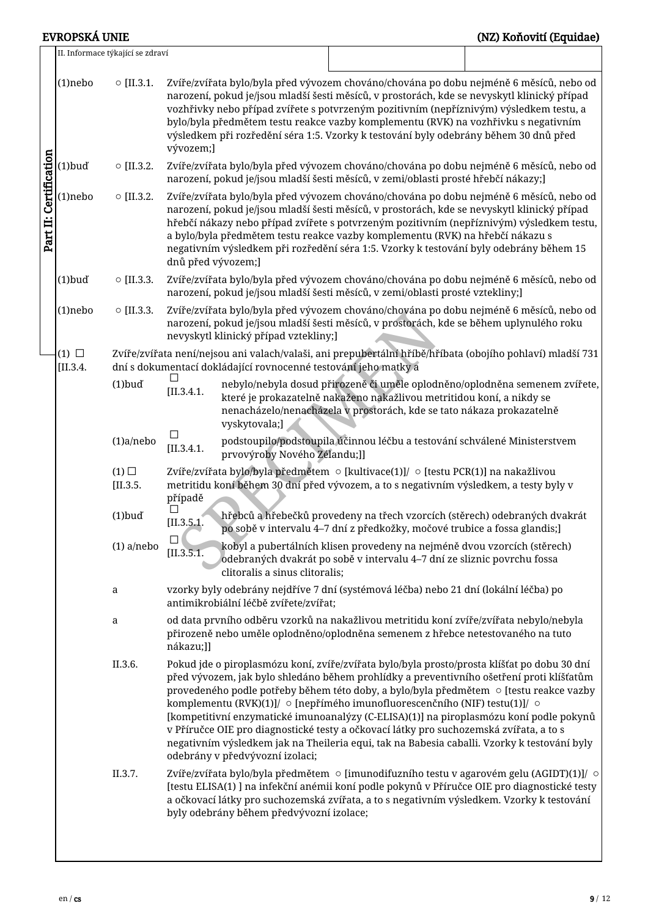II. Informace týkající se zdraví

Part II: Certification

| | | |
|---|---|---|
| (1)nebo | ○ [II.3.1. | Zvíře/zvířata bylo/byla před vývozem chováno/chována po dobu nejméně 6 měsíců, nebo od narození, pokud je/jsou mladší šesti měsíců, v prostorách, kde se nevyskytl klinický případ vozhřivky nebo případ zvířete s potvrzeným pozitivním (nepříznivým) výsledkem testu, a bylo/byla předmětem testu reakce vazby komplementu (RVK) na vozhřivku s negativním výsledkem při rozředění séra 1:5. Vzorky k testování byly odebrány během 30 dnů před vývozem;] |
| (1)buď | ○ [II.3.2. | Zvíře/zvířata bylo/byla před vývozem chováno/chována po dobu nejméně 6 měsíců, nebo od narození, pokud je/jsou mladší šesti měsíců, v zemi/oblasti prosté hřebčí nákazy;] |
| (1)nebo | ○ [II.3.2. | Zvíře/zvířata bylo/byla před vývozem chováno/chována po dobu nejméně 6 měsíců, nebo od narození, pokud je/jsou mladší šesti měsíců, v prostorách, kde se nevyskytl klinický případ hřebčí nákazy nebo případ zvířete s potvrzeným pozitivním (nepříznivým) výsledkem testu, a bylo/byla předmětem testu reakce vazby komplementu (RVK) na hřebčí nákazu s negativním výsledkem při rozředění séra 1:5. Vzorky k testování byly odebrány během 15 dnů před vývozem;] |
| (1)buď | ○ [II.3.3. | Zvíře/zvířata bylo/byla před vývozem chováno/chována po dobu nejméně 6 měsíců, nebo od narození, pokud je/jsou mladší šesti měsíců, v zemi/oblasti prosté vztekliny;] |
| (1)nebo | ○ [II.3.3. | Zvíře/zvířata bylo/byla před vývozem chováno/chována po dobu nejméně 6 měsíců, nebo od narození, pokud je/jsou mladší šesti měsíců, v prostorách, kde se během uplynulého roku nevyskytl klinický případ vztekliny;] |

(1) ☐ [II.3.4. Zvíře/zvířata není/nejsou ani valach/valaši, ani prepubertální hříbě/hříbata (obojího pohlaví) mladší 731 dní s dokumentací dokládající rovnocenné testování jeho matky a

| | | |
|---|---|---|
| (1)buď | ☐ [II.3.4.1. | nebylo/nebyla dosud přirozeně či uměle oplodněno/oplodněna semenem zvířete, které je prokazatelně nakaženo nakažlivou metritidou koní, a nikdy se nenacházelo/nenacházela v prostorách, kde se tato nákaza prokazatelně vyskytovala;] |
| (1)a/nebo | ☐ [II.3.4.1. | podstoupilo/podstoupila účinnou léčbu a testování schválené Ministerstvem prvovýroby Nového Zélandu;]] |

(1) ☐ [II.3.5. Zvíře/zvířata bylo/byla předmětem ○ [kultivace(1)]/ ○ [testu PCR(1)] na nakažlivou metritidu koní během 30 dní před vývozem, a to s negativním výsledkem, a testy byly v případě

| | | |
|---|---|---|
| (1)buď | ☐ [II.3.5.1. | hřebců a hřebečků provedeny na třech vzorcích (stěrech) odebraných dvakrát po sobě v intervalu 4–7 dní z předkožky, močové trubice a fossa glandis;] |
| (1) a/nebo | ☐ [II.3.5.1. | kobyl a pubertálních klisen provedeny na nejméně dvou vzorcích (stěrech) odebraných dvakrát po sobě v intervalu 4–7 dní ze sliznic povrchu fossa clitoralis a sinus clitoralis; |

a vzorky byly odebrány nejdříve 7 dní (systémová léčba) nebo 21 dní (lokální léčba) po antimikrobiální léčbě zvířete/zvířat;

a od data prvního odběru vzorků na nakažlivou metritidu koní zvíře/zvířata nebylo/nebyla přirozeně nebo uměle oplodněno/oplodněna semenem z hřebce netestovaného na tuto nákazu;]]

II.3.6. Pokud jde o piroplasmózu koní, zvíře/zvířata bylo/byla prosto/prosta klíšťat po dobu 30 dní před vývozem, jak bylo shledáno během prohlídky a preventivního ošetření proti klíšťatům provedeného podle potřeby během této doby, a bylo/byla předmětem ○ [testu reakce vazby komplementu (RVK)(1)]/ ○ [nepřímého imunofluorescenčního (NIF) testu(1)]/ ○ [kompetitivní enzymatické imunoanalýzy (C-ELISA)(1)] na piroplasmózu koní podle pokynů v Příručce OIE pro diagnostické testy a očkovací látky pro suchozemská zvířata, a to s negativním výsledkem jak na Theileria equi, tak na Babesia caballi. Vzorky k testování byly odebrány v předvývozní izolaci;

II.3.7. Zvíře/zvířata bylo/byla předmětem ○ [imunodifuzního testu v agarovém gelu (AGIDT)(1)]/ ○ [testu ELISA(1) ] na infekční anémii koní podle pokynů v Příručce OIE pro diagnostické testy a očkovací látky pro suchozemská zvířata, a to s negativním výsledkem. Vzorky k testování byly odebrány během předvývozní izolace;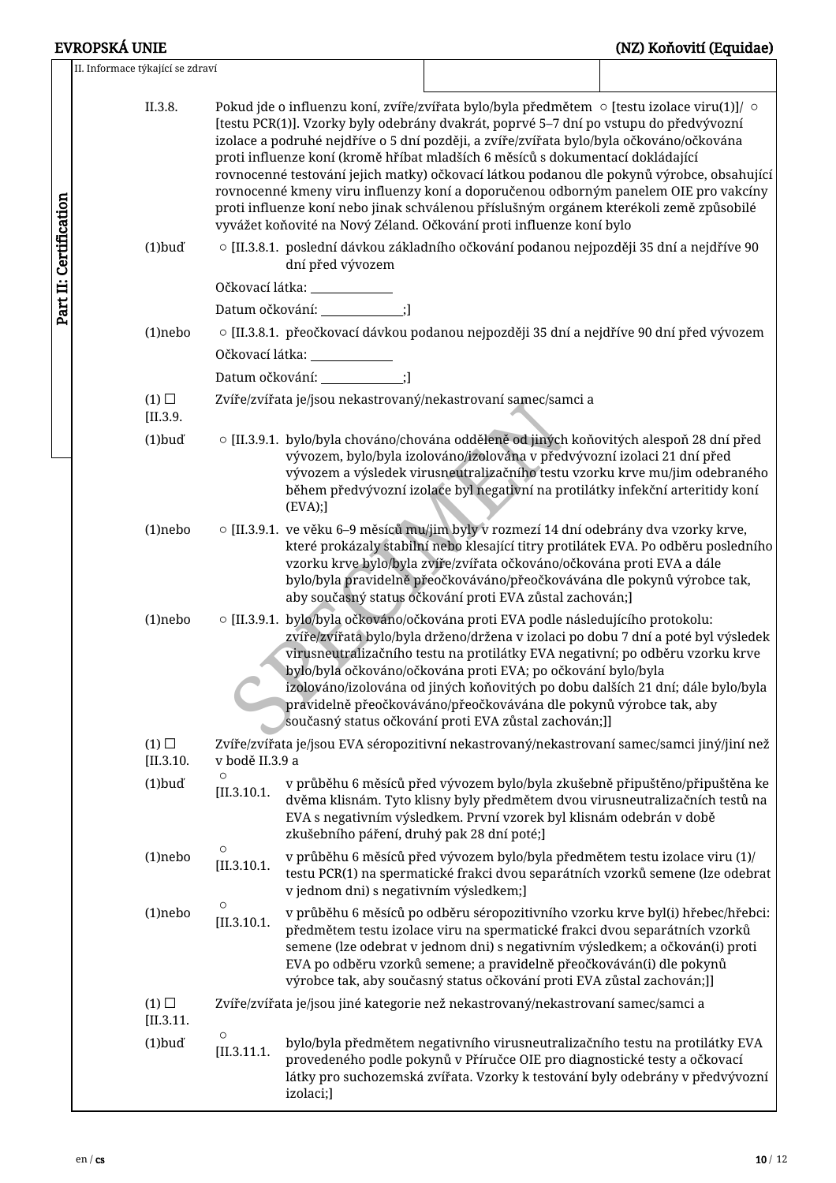II. Informace týkající se zdraví

Part II: Certification

II.3.8. Pokud jde o influenzu koní, zvíře/zvířata bylo/byla předmětem ○ [testu izolace viru(1)]/ ○ [testu PCR(1)]. Vzorky byly odebrány dvakrát, poprvé 5–7 dní po vstupu do předvývozní izolace a podruhé nejdříve o 5 dní později, a zvíře/zvířata bylo/byla očkováno/očkována proti influenze koní (kromě hříbat mladších 6 měsíců s dokumentací dokládající rovnocenné testování jejich matky) očkovací látkou podanou dle pokynů výrobce, obsahující rovnocenné kmeny viru influenzy koní a doporučenou odborným panelem OIE pro vakcíny proti influenze koní nebo jinak schválenou příslušným orgánem kterékoli země způsobilé vyvážet koňovité na Nový Zéland. Očkování proti influenze koní bylo

(1)buď ○ [II.3.8.1. poslední dávkou základního očkování podanou nejpozději 35 dní a nejdříve 90 dní před vývozem

Očkovací látka: ______________

Datum očkování: ______________;]

(1)nebo ○ [II.3.8.1. přeočkovací dávkou podanou nejpozději 35 dní a nejdříve 90 dní před vývozem

Očkovací látka: ______________

Datum očkování: ______________;]

(1) ☐ [II.3.9. Zvíře/zvířata je/jsou nekastrovaný/nekastrovaní samec/samci a

(1)buď ○ [II.3.9.1. bylo/byla chováno/chována odděleně od jiných koňovitých alespoň 28 dní před vývozem, bylo/byla izolováno/izolována v předvývozní izolaci 21 dní před vývozem a výsledek virusneutralizačního testu vzorku krve mu/jim odebraného během předvývozní izolace byl negativní na protilátky infekční arteritidy koní (EVA);]

(1)nebo ○ [II.3.9.1. ve věku 6–9 měsíců mu/jim byly v rozmezí 14 dní odebrány dva vzorky krve, které prokázaly stabilní nebo klesající titry protilátek EVA. Po odběru posledního vzorku krve bylo/byla zvíře/zvířata očkováno/očkována proti EVA a dále bylo/byla pravidelně přeočkováváno/přeočkovávána dle pokynů výrobce tak, aby současný status očkování proti EVA zůstal zachován;]

(1)nebo ○ [II.3.9.1. bylo/byla očkováno/očkována proti EVA podle následujícího protokolu: zvíře/zvířata bylo/byla drženo/držena v izolaci po dobu 7 dní a poté byl výsledek virusneutralizačního testu na protilátky EVA negativní; po odběru vzorku krve bylo/byla očkováno/očkována proti EVA; po očkování bylo/byla izolováno/izolována od jiných koňovitých po dobu dalších 21 dní; dále bylo/byla pravidelně přeočkováváno/přeočkovávána dle pokynů výrobce tak, aby současný status očkování proti EVA zůstal zachován;]]

(1) ☐ [II.3.10. Zvíře/zvířata je/jsou EVA séropozitivní nekastrovaný/nekastrovaní samec/samci jiný/jiní než v bodě II.3.9 a

(1)buď ○ [II.3.10.1. v průběhu 6 měsíců před vývozem bylo/byla zkušebně připuštěno/připuštěna ke dvěma klisnám. Tyto klisny byly předmětem dvou virusneutralizačních testů na EVA s negativním výsledkem. První vzorek byl klisnám odebrán v době zkušebního páření, druhý pak 28 dní poté;]

(1)nebo ○ [II.3.10.1. v průběhu 6 měsíců před vývozem bylo/byla předmětem testu izolace viru (1)/ testu PCR(1) na spermatické frakci dvou separátních vzorků semene (lze odebrat v jednom dni) s negativním výsledkem;]

(1)nebo ○ [II.3.10.1. v průběhu 6 měsíců po odběru séropozitivního vzorku krve byl(i) hřebec/hřebci: předmětem testu izolace viru na spermatické frakci dvou separátních vzorků semene (lze odebrat v jednom dni) s negativním výsledkem; a očkován(i) proti EVA po odběru vzorků semene; a pravidelně přeočkováván(i) dle pokynů výrobce tak, aby současný status očkování proti EVA zůstal zachován;]]

(1) ☐ [II.3.11. Zvíře/zvířata je/jsou jiné kategorie než nekastrovaný/nekastrovaní samec/samci a

(1)buď ○ [II.3.11.1. bylo/byla předmětem negativního virusneutralizačního testu na protilátky EVA provedeného podle pokynů v Příručce OIE pro diagnostické testy a očkovací látky pro suchozemská zvířata. Vzorky k testování byly odebrány v předvývozní izolaci;]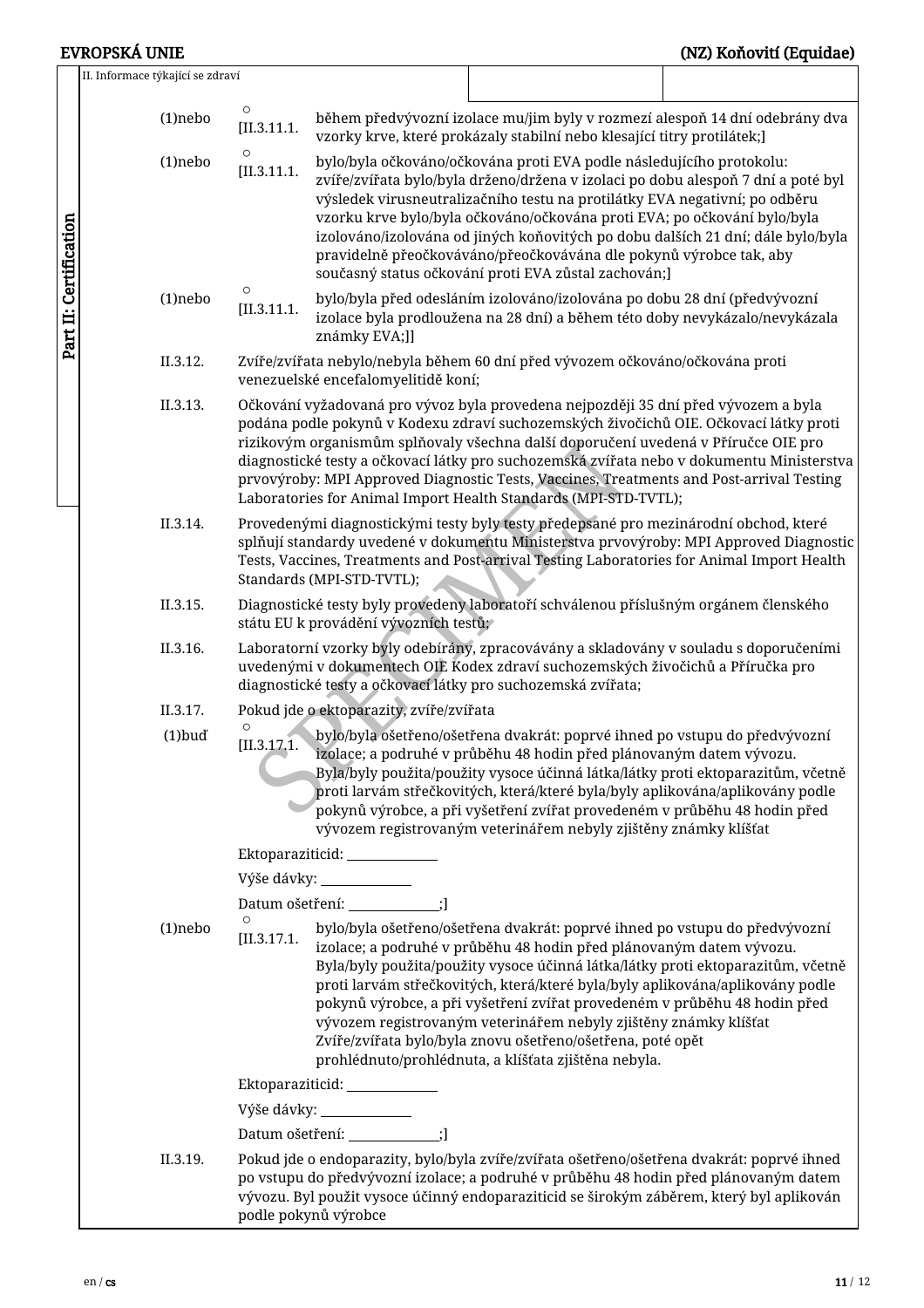II. Informace týkající se zdraví

(1)nebo ○ [II.3.11.1. během předvývozní izolace mu/jim byly v rozmezí alespoň 14 dní odebrány dva vzorky krve, které prokázaly stabilní nebo klesající titry protilátek;]

(1)nebo ○ [II.3.11.1. bylo/byla očkováno/očkována proti EVA podle následujícího protokolu: zvíře/zvířata bylo/byla drženo/držena v izolaci po dobu alespoň 7 dní a poté byl výsledek virusneutralizačního testu na protilátky EVA negativní; po odběru vzorku krve bylo/byla očkováno/očkována proti EVA; po očkování bylo/byla izolováno/izolována od jiných koňovitých po dobu dalších 21 dní; dále bylo/byla pravidelně přeočkováváno/přeočkovávána dle pokynů výrobce tak, aby současný status očkování proti EVA zůstal zachován;]

(1)nebo ○ [II.3.11.1. bylo/byla před odesláním izolováno/izolována po dobu 28 dní (předvývozní izolace byla prodloužena na 28 dní) a během této doby nevykázalo/nevykázala známky EVA;]]

II.3.12. Zvíře/zvířata nebylo/nebyla během 60 dní před vývozem očkováno/očkována proti venezuelské encefalomyelitidě koní;

II.3.13. Očkování vyžadovaná pro vývoz byla provedena nejpozději 35 dní před vývozem a byla podána podle pokynů v Kodexu zdraví suchozemských živočichů OIE. Očkovací látky proti rizikovým organismům splňovaly všechna další doporučení uvedená v Příručce OIE pro diagnostické testy a očkovací látky pro suchozemská zvířata nebo v dokumentu Ministerstva prvovýroby: MPI Approved Diagnostic Tests, Vaccines, Treatments and Post-arrival Testing Laboratories for Animal Import Health Standards (MPI-STD-TVTL);

II.3.14. Provedenými diagnostickými testy byly testy předepsané pro mezinárodní obchod, které splňují standardy uvedené v dokumentu Ministerstva prvovýroby: MPI Approved Diagnostic Tests, Vaccines, Treatments and Post-arrival Testing Laboratories for Animal Import Health Standards (MPI-STD-TVTL);

II.3.15. Diagnostické testy byly provedeny laboratoří schválenou příslušným orgánem členského státu EU k provádění vývozních testů;

II.3.16. Laboratorní vzorky byly odebírány, zpracovávány a skladovány v souladu s doporučeními uvedenými v dokumentech OIE Kodex zdraví suchozemských živočichů a Příručka pro diagnostické testy a očkovací látky pro suchozemská zvířata;

II.3.17. Pokud jde o ektoparazity, zvíře/zvířata

(1)buď ○ [II.3.17.1. bylo/byla ošetřeno/ošetřena dvakrát: poprvé ihned po vstupu do předvývozní izolace; a podruhé v průběhu 48 hodin před plánovaným datem vývozu. Byla/byly použita/použity vysoce účinná látka/látky proti ektoparazitům, včetně proti larvám střečkovitých, která/které byla/byly aplikována/aplikovány podle pokynů výrobce, a při vyšetření zvířat provedeném v průběhu 48 hodin před vývozem registrovaným veterinářem nebyly zjištěny známky klíšťat

Ektoparaziticid: ______________

Výše dávky: ______________

Datum ošetření: ______________;]

(1)nebo ○ [II.3.17.1. bylo/byla ošetřeno/ošetřena dvakrát: poprvé ihned po vstupu do předvývozní izolace; a podruhé v průběhu 48 hodin před plánovaným datem vývozu. Byla/byly použita/použity vysoce účinná látka/látky proti ektoparazitům, včetně proti larvám střečkovitých, která/které byla/byly aplikována/aplikovány podle pokynů výrobce, a při vyšetření zvířat provedeném v průběhu 48 hodin před vývozem registrovaným veterinářem nebyly zjištěny známky klíšťat Zvíře/zvířata bylo/byla znovu ošetřeno/ošetřena, poté opět prohlédnuto/prohlédnuta, a klíšťata zjištěna nebyla.

Ektoparaziticid: ______________

Výše dávky: ______________

Datum ošetření: ______________;]

II.3.19. Pokud jde o endoparazity, bylo/byla zvíře/zvířata ošetřeno/ošetřena dvakrát: poprvé ihned po vstupu do předvývozní izolace; a podruhé v průběhu 48 hodin před plánovaným datem vývozu. Byl použit vysoce účinný endoparaziticid se širokým záběrem, který byl aplikován podle pokynů výrobce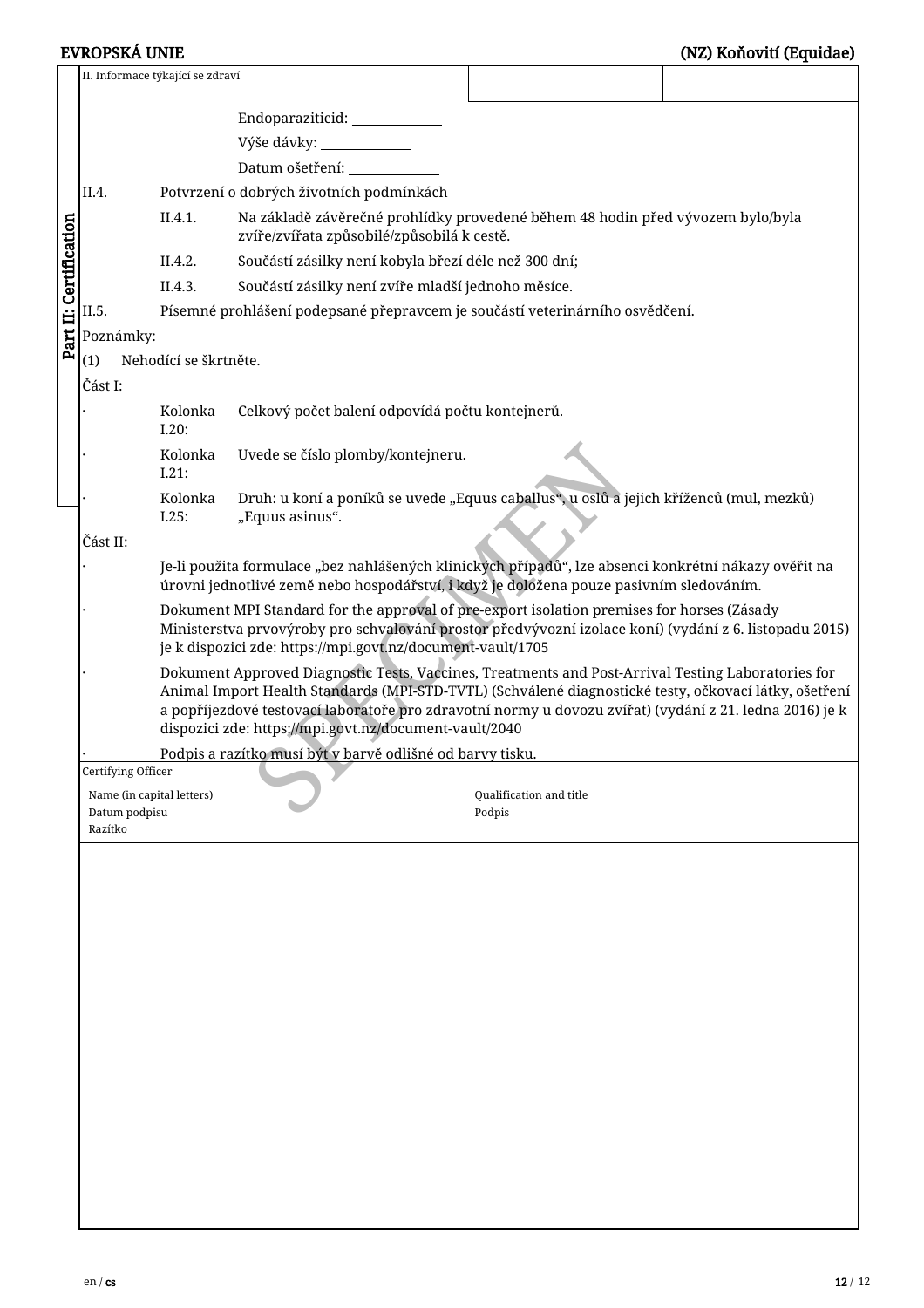II. Informace týkající se zdraví

Endoparaziticid: ______________

Výše dávky: ______________

Datum ošetření: ______________

II.4. Potvrzení o dobrých životních podmínkách

II.4.1. Na základě závěrečné prohlídky provedené během 48 hodin před vývozem bylo/byla zvíře/zvířata způsobilé/způsobilá k cestě.

II.4.2. Součástí zásilky není kobyla březí déle než 300 dní;

II.4.3. Součástí zásilky není zvíře mladší jednoho měsíce.

II.5. Písemné prohlášení podepsané přepravcem je součástí veterinárního osvědčení.

Poznámky:

(1) Nehodící se škrtněte.

Část I:

- Kolonka I.20: Celkový počet balení odpovídá počtu kontejnerů.
- Kolonka I.21: Uvede se číslo plomby/kontejneru.
- Kolonka I.25: Druh: u koní a poníků se uvede „Equus caballus“, u oslů a jejich kříženců (mul, mezků) „Equus asinus“.

Část II:

- Je-li použita formulace „bez nahlášených klinických případů“, lze absenci konkrétní nákazy ověřit na úrovni jednotlivé země nebo hospodářství, i když je doložena pouze pasivním sledováním.
- Dokument MPI Standard for the approval of pre-export isolation premises for horses (Zásady Ministerstva prvovýroby pro schvalování prostor předvývozní izolace koní) (vydání z 6. listopadu 2015) je k dispozici zde: https://mpi.govt.nz/document-vault/1705
- Dokument Approved Diagnostic Tests, Vaccines, Treatments and Post-Arrival Testing Laboratories for Animal Import Health Standards (MPI-STD-TVTL) (Schválené diagnostické testy, očkovací látky, ošetření a popříjezdové testovací laboratoře pro zdravotní normy u dovozu zvířat) (vydání z 21. ledna 2016) je k dispozici zde: https://mpi.govt.nz/document-vault/2040
- Podpis a razítko musí být v barvě odlišné od barvy tisku.

Certifying Officer

Name (in capital letters) | Qualification and title

Datum podpisu | Podpis

Razítko